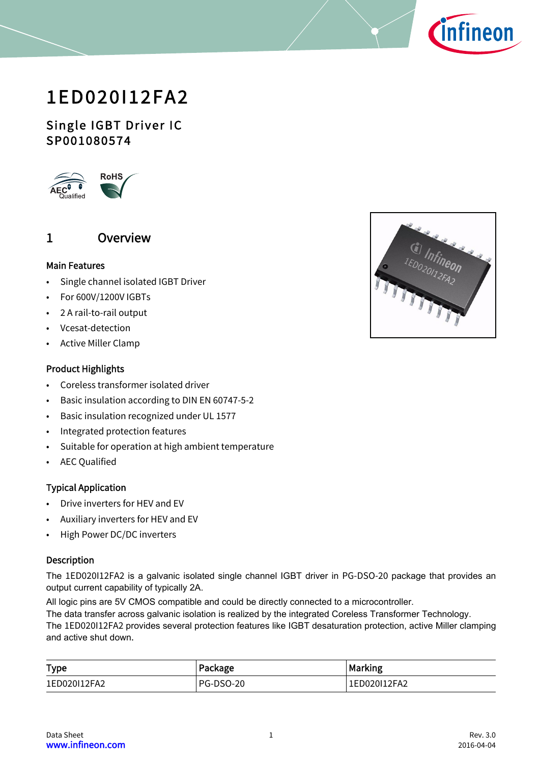# 1ED020I12FA2

## Single IGBT Driver IC
## SP001080574

## 1 Overview

### Main Features

- Single channel isolated IGBT Driver
- For 600V/1200V IGBTs
- 2 A rail-to-rail output
- Vcesat-detection
- Active Miller Clamp

### Product Highlights

- Coreless transformer isolated driver
- Basic insulation according to DIN EN 60747-5-2
- Basic insulation recognized under UL 1577
- Integrated protection features
- Suitable for operation at high ambient temperature
- AEC Qualified

### Typical Application

- Drive inverters for HEV and EV
- Auxiliary inverters for HEV and EV
- High Power DC/DC inverters

### Description

The 1ED020I12FA2 is a galvanic isolated single channel IGBT driver in PG-DSO-20 package that provides an output current capability of typically 2A.

All logic pins are 5V CMOS compatible and could be directly connected to a microcontroller.
The data transfer across galvanic isolation is realized by the integrated Coreless Transformer Technology.
The 1ED020I12FA2 provides several protection features like IGBT desaturation protection, active Miller clamping and active shut down.

| Type | Package | Marking |
|---|---|---|
| 1ED020I12FA2 | PG-DSO-20 | 1ED020I12FA2 |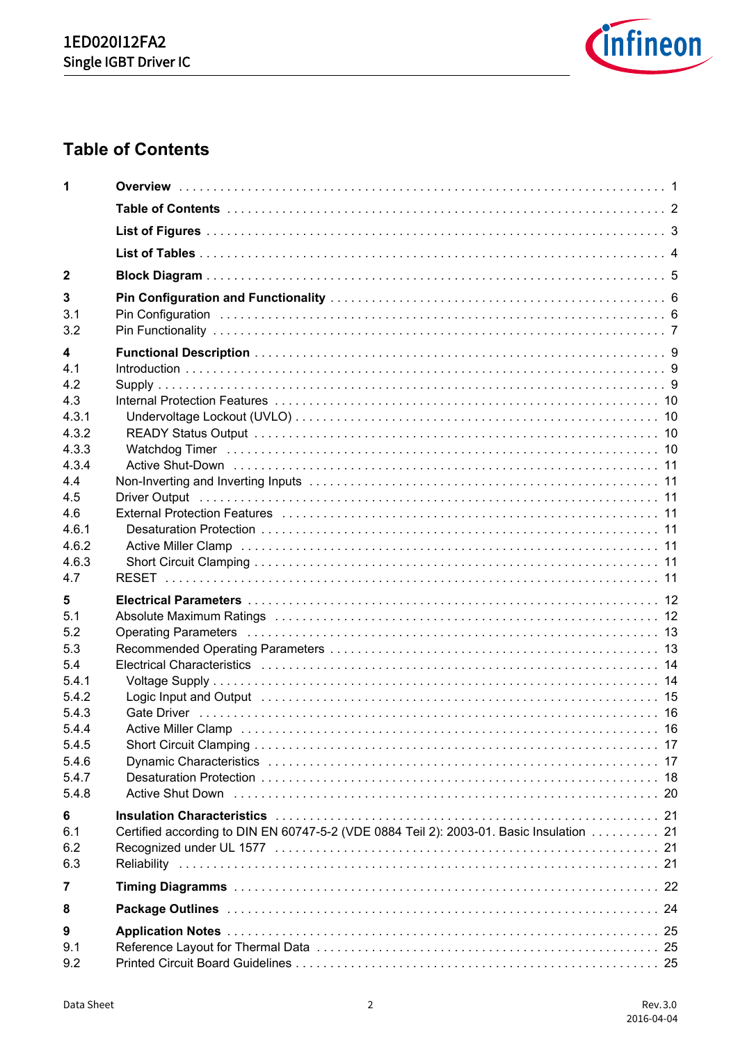# Table of Contents

| | | |
|---|---|---|
| **1** | **Overview** | 1 |
| | **Table of Contents** | 2 |
| | **List of Figures** | 3 |
| | **List of Tables** | 4 |
| **2** | **Block Diagram** | 5 |
| **3** | **Pin Configuration and Functionality** | 6 |
| 3.1 | Pin Configuration | 6 |
| 3.2 | Pin Functionality | 7 |
| **4** | **Functional Description** | 9 |
| 4.1 | Introduction | 9 |
| 4.2 | Supply | 9 |
| 4.3 | Internal Protection Features | 10 |
| 4.3.1 | Undervoltage Lockout (UVLO) | 10 |
| 4.3.2 | READY Status Output | 10 |
| 4.3.3 | Watchdog Timer | 10 |
| 4.3.4 | Active Shut-Down | 11 |
| 4.4 | Non-Inverting and Inverting Inputs | 11 |
| 4.5 | Driver Output | 11 |
| 4.6 | External Protection Features | 11 |
| 4.6.1 | Desaturation Protection | 11 |
| 4.6.2 | Active Miller Clamp | 11 |
| 4.6.3 | Short Circuit Clamping | 11 |
| 4.7 | RESET | 11 |
| **5** | **Electrical Parameters** | 12 |
| 5.1 | Absolute Maximum Ratings | 12 |
| 5.2 | Operating Parameters | 13 |
| 5.3 | Recommended Operating Parameters | 13 |
| 5.4 | Electrical Characteristics | 14 |
| 5.4.1 | Voltage Supply | 14 |
| 5.4.2 | Logic Input and Output | 15 |
| 5.4.3 | Gate Driver | 16 |
| 5.4.4 | Active Miller Clamp | 16 |
| 5.4.5 | Short Circuit Clamping | 17 |
| 5.4.6 | Dynamic Characteristics | 17 |
| 5.4.7 | Desaturation Protection | 18 |
| 5.4.8 | Active Shut Down | 20 |
| **6** | **Insulation Characteristics** | 21 |
| 6.1 | Certified according to DIN EN 60747-5-2 (VDE 0884 Teil 2): 2003-01. Basic Insulation | 21 |
| 6.2 | Recognized under UL 1577 | 21 |
| 6.3 | Reliability | 21 |
| **7** | **Timing Diagramms** | 22 |
| **8** | **Package Outlines** | 24 |
| **9** | **Application Notes** | 25 |
| 9.1 | Reference Layout for Thermal Data | 25 |
| 9.2 | Printed Circuit Board Guidelines | 25 |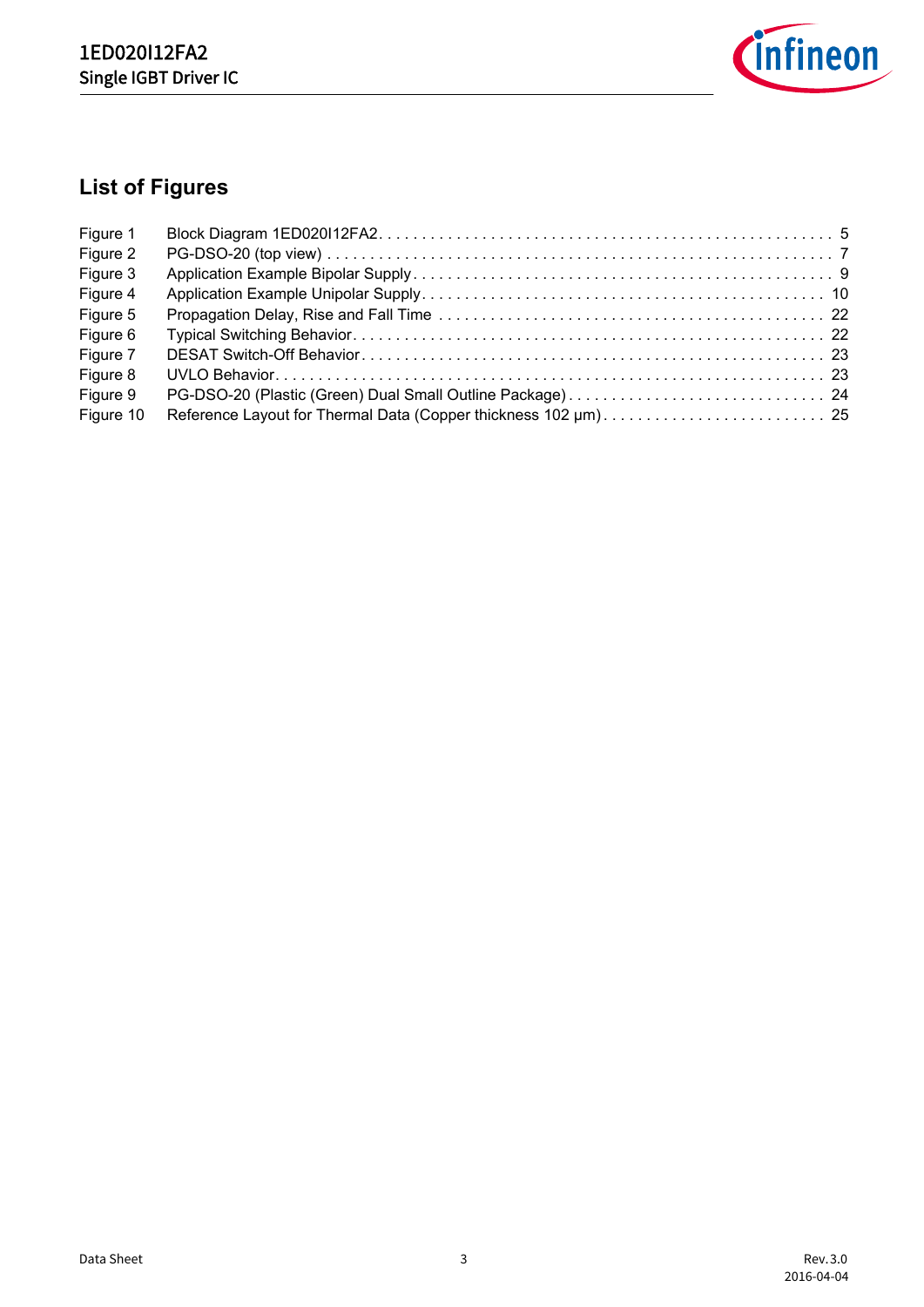## List of Figures

| | | |
|---|---|---|
| Figure 1 | Block Diagram 1ED020I12FA2 | 5 |
| Figure 2 | PG-DSO-20 (top view) | 7 |
| Figure 3 | Application Example Bipolar Supply | 9 |
| Figure 4 | Application Example Unipolar Supply | 10 |
| Figure 5 | Propagation Delay, Rise and Fall Time | 22 |
| Figure 6 | Typical Switching Behavior | 22 |
| Figure 7 | DESAT Switch-Off Behavior | 23 |
| Figure 8 | UVLO Behavior | 23 |
| Figure 9 | PG-DSO-20 (Plastic (Green) Dual Small Outline Package) | 24 |
| Figure 10 | Reference Layout for Thermal Data (Copper thickness 102 µm) | 25 |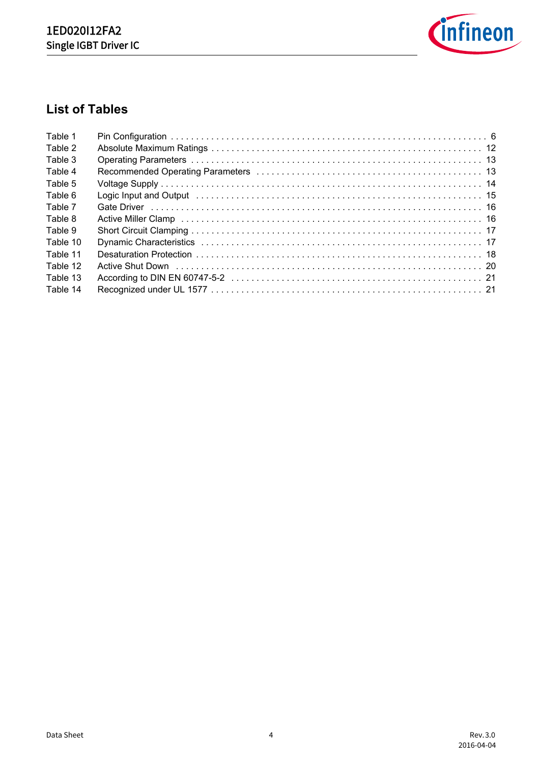## List of Tables

| | | |
|---|---|---|
| Table 1 | Pin Configuration | 6 |
| Table 2 | Absolute Maximum Ratings | 12 |
| Table 3 | Operating Parameters | 13 |
| Table 4 | Recommended Operating Parameters | 13 |
| Table 5 | Voltage Supply | 14 |
| Table 6 | Logic Input and Output | 15 |
| Table 7 | Gate Driver | 16 |
| Table 8 | Active Miller Clamp | 16 |
| Table 9 | Short Circuit Clamping | 17 |
| Table 10 | Dynamic Characteristics | 17 |
| Table 11 | Desaturation Protection | 18 |
| Table 12 | Active Shut Down | 20 |
| Table 13 | According to DIN EN 60747-5-2 | 21 |
| Table 14 | Recognized under UL 1577 | 21 |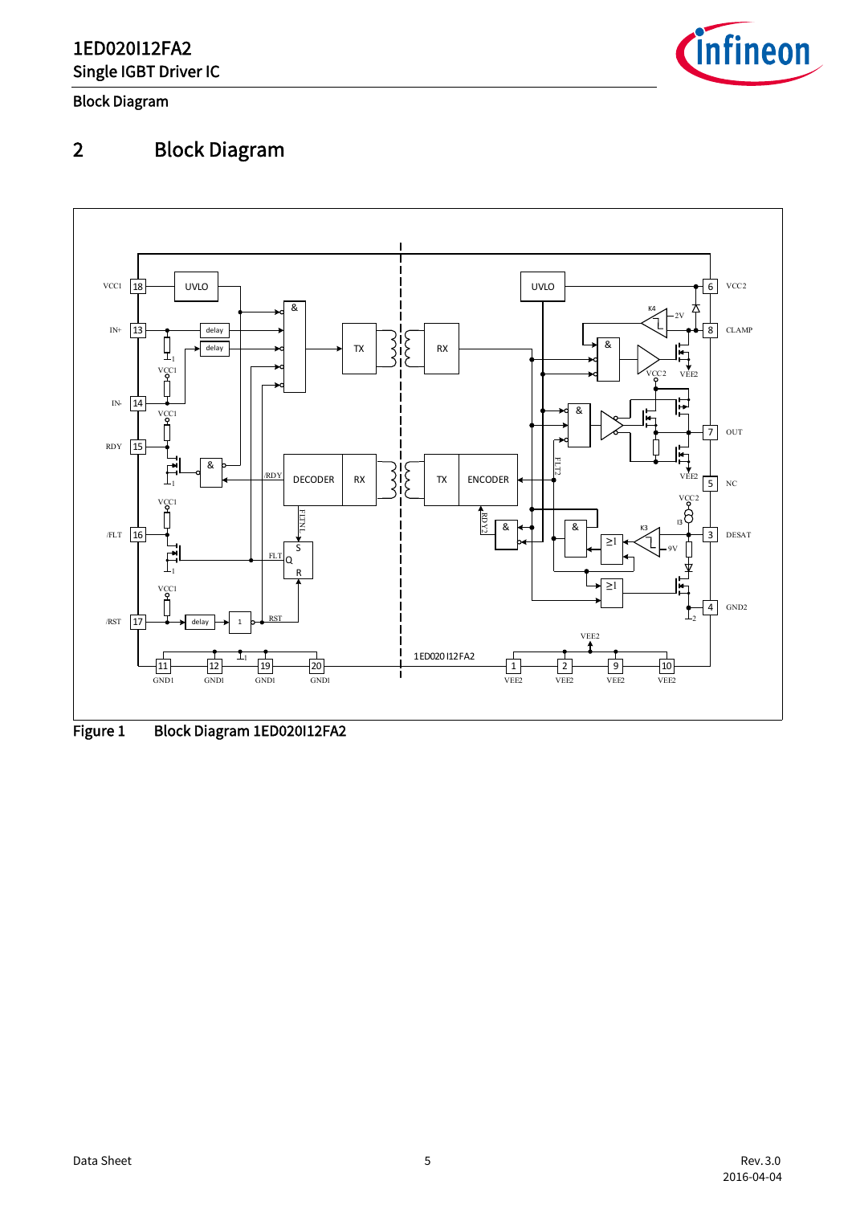# 2 Block Diagram

Figure 1 Block Diagram 1ED020I12FA2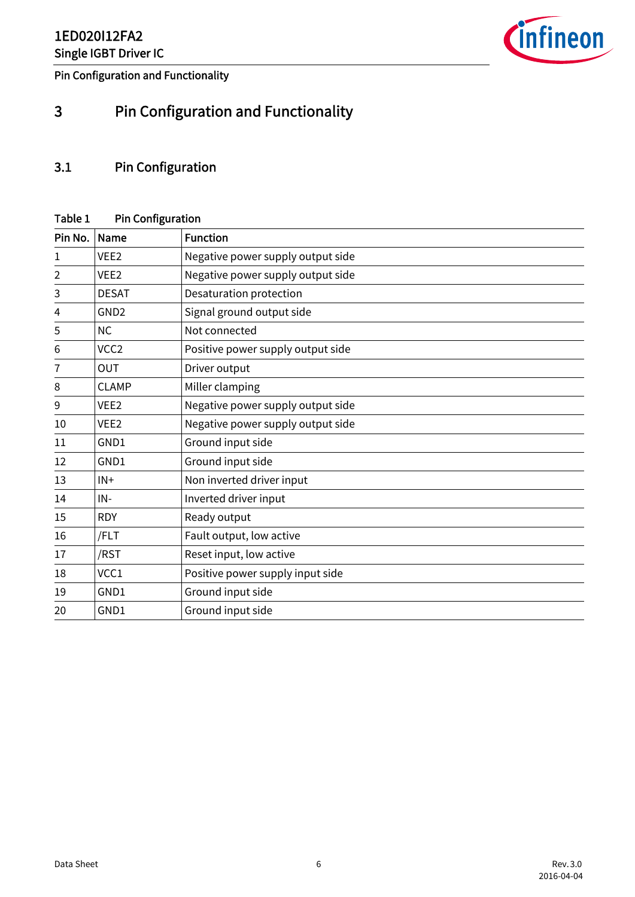# 3 Pin Configuration and Functionality

## 3.1 Pin Configuration

Table 1 Pin Configuration

| Pin No. | Name | Function |
|---|---|---|
| 1 | VEE2 | Negative power supply output side |
| 2 | VEE2 | Negative power supply output side |
| 3 | DESAT | Desaturation protection |
| 4 | GND2 | Signal ground output side |
| 5 | NC | Not connected |
| 6 | VCC2 | Positive power supply output side |
| 7 | OUT | Driver output |
| 8 | CLAMP | Miller clamping |
| 9 | VEE2 | Negative power supply output side |
| 10 | VEE2 | Negative power supply output side |
| 11 | GND1 | Ground input side |
| 12 | GND1 | Ground input side |
| 13 | IN+ | Non inverted driver input |
| 14 | IN- | Inverted driver input |
| 15 | RDY | Ready output |
| 16 | /FLT | Fault output, low active |
| 17 | /RST | Reset input, low active |
| 18 | VCC1 | Positive power supply input side |
| 19 | GND1 | Ground input side |
| 20 | GND1 | Ground input side |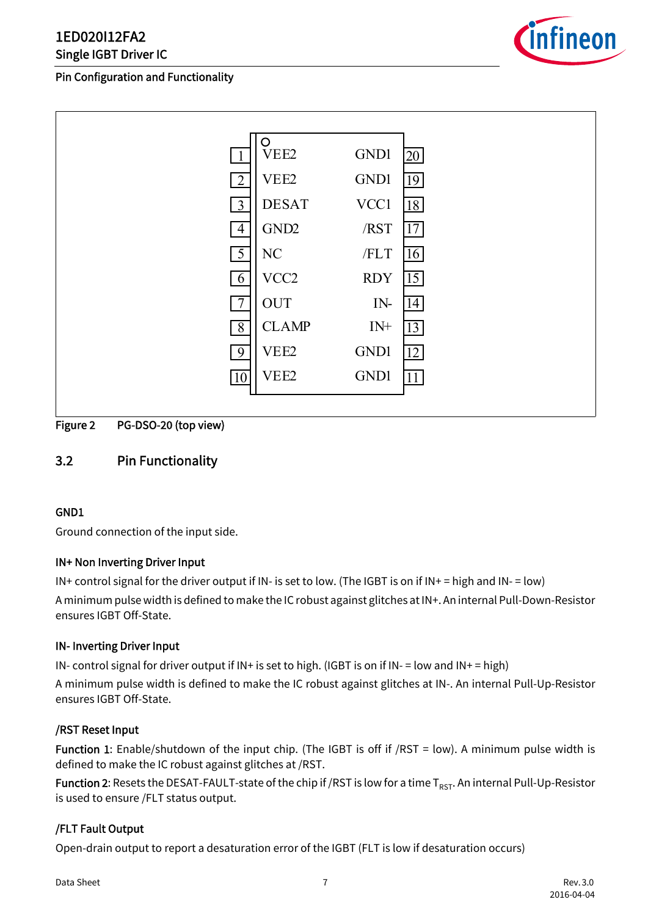## Pin Configuration and Functionality

| Pin | Name | Name | Pin |
|---|---|---|---|
| 1 | VEE2 | GND1 | 20 |
| 2 | VEE2 | GND1 | 19 |
| 3 | DESAT | VCC1 | 18 |
| 4 | GND2 | /RST | 17 |
| 5 | NC | /FLT | 16 |
| 6 | VCC2 | RDY | 15 |
| 7 | OUT | IN- | 14 |
| 8 | CLAMP | IN+ | 13 |
| 9 | VEE2 | GND1 | 12 |
| 10 | VEE2 | GND1 | 11 |

Figure 2 PG-DSO-20 (top view)

## 3.2 Pin Functionality

#### GND1

Ground connection of the input side.

#### IN+ Non Inverting Driver Input

IN+ control signal for the driver output if IN- is set to low. (The IGBT is on if IN+ = high and IN- = low)

A minimum pulse width is defined to make the IC robust against glitches at IN+. An internal Pull-Down-Resistor ensures IGBT Off-State.

#### IN- Inverting Driver Input

IN- control signal for driver output if IN+ is set to high. (IGBT is on if IN- = low and IN+ = high)

A minimum pulse width is defined to make the IC robust against glitches at IN-. An internal Pull-Up-Resistor ensures IGBT Off-State.

#### /RST Reset Input

**Function 1**: Enable/shutdown of the input chip. (The IGBT is off if /RST = low). A minimum pulse width is defined to make the IC robust against glitches at /RST.

**Function 2**: Resets the DESAT-FAULT-state of the chip if /RST is low for a time $T_{RST}$. An internal Pull-Up-Resistor is used to ensure /FLT status output.

#### /FLT Fault Output

Open-drain output to report a desaturation error of the IGBT (FLT is low if desaturation occurs)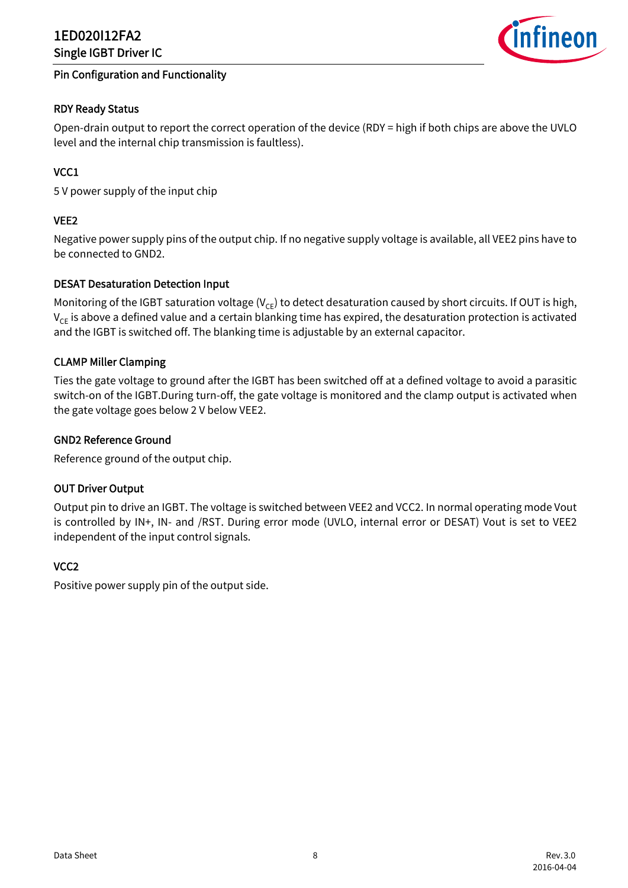#### RDY Ready Status

Open-drain output to report the correct operation of the device (RDY = high if both chips are above the UVLO level and the internal chip transmission is faultless).

#### VCC1

5 V power supply of the input chip

#### VEE2

Negative power supply pins of the output chip. If no negative supply voltage is available, all VEE2 pins have to be connected to GND2.

#### DESAT Desaturation Detection Input

Monitoring of the IGBT saturation voltage ($V_{CE}$) to detect desaturation caused by short circuits. If OUT is high, $V_{CE}$ is above a defined value and a certain blanking time has expired, the desaturation protection is activated and the IGBT is switched off. The blanking time is adjustable by an external capacitor.

#### CLAMP Miller Clamping

Ties the gate voltage to ground after the IGBT has been switched off at a defined voltage to avoid a parasitic switch-on of the IGBT.During turn-off, the gate voltage is monitored and the clamp output is activated when the gate voltage goes below 2 V below VEE2.

#### GND2 Reference Ground

Reference ground of the output chip.

#### OUT Driver Output

Output pin to drive an IGBT. The voltage is switched between VEE2 and VCC2. In normal operating mode Vout is controlled by IN+, IN- and /RST. During error mode (UVLO, internal error or DESAT) Vout is set to VEE2 independent of the input control signals.

#### VCC2

Positive power supply pin of the output side.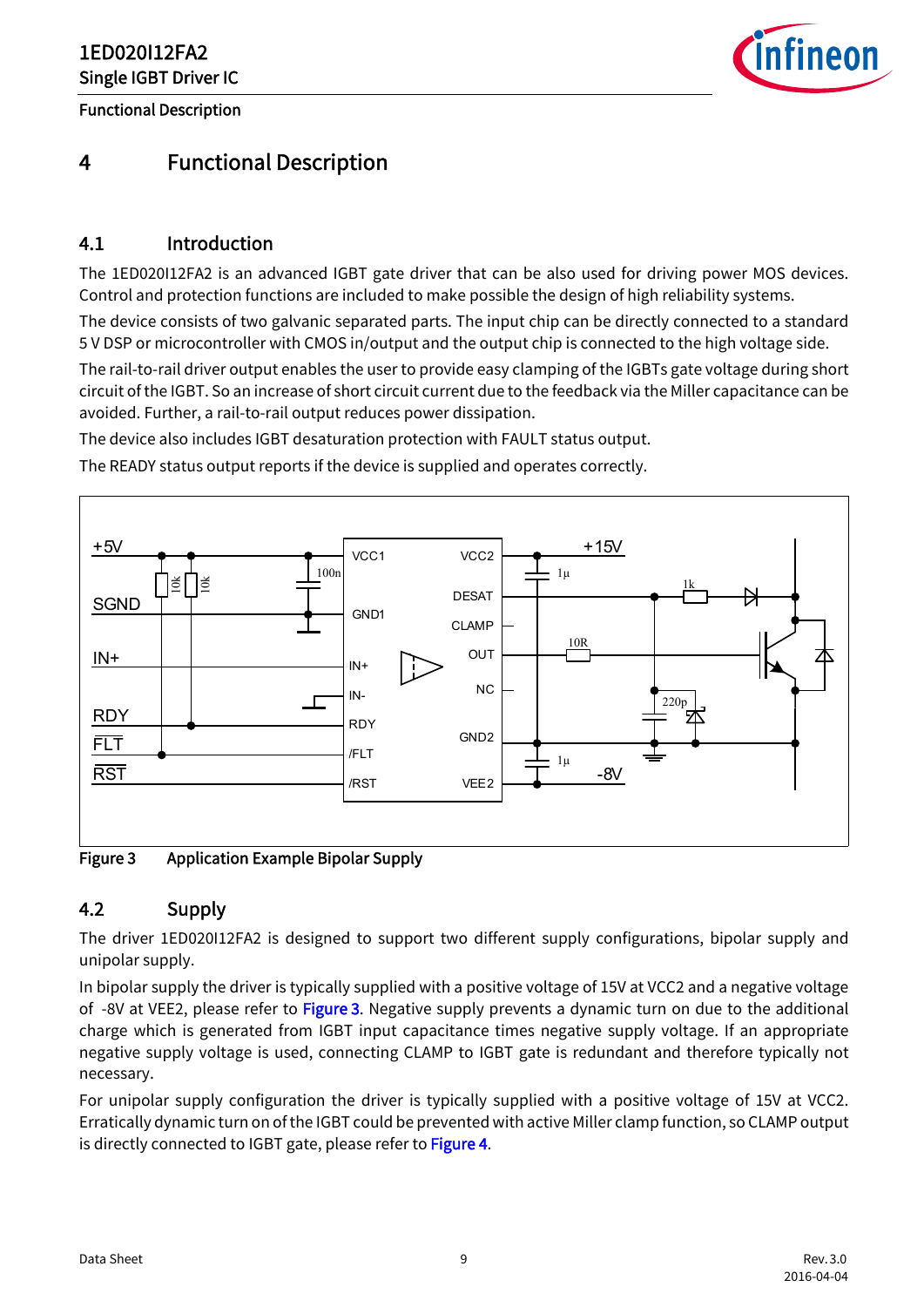# 4 Functional Description

## 4.1 Introduction

The 1ED020I12FA2 is an advanced IGBT gate driver that can be also used for driving power MOS devices. Control and protection functions are included to make possible the design of high reliability systems.

The device consists of two galvanic separated parts. The input chip can be directly connected to a standard 5 V DSP or microcontroller with CMOS in/output and the output chip is connected to the high voltage side.

The rail-to-rail driver output enables the user to provide easy clamping of the IGBTs gate voltage during short circuit of the IGBT. So an increase of short circuit current due to the feedback via the Miller capacitance can be avoided. Further, a rail-to-rail output reduces power dissipation.

The device also includes IGBT desaturation protection with FAULT status output.

The READY status output reports if the device is supplied and operates correctly.

**Figure 3** Application Example Bipolar Supply

## 4.2 Supply

The driver 1ED020I12FA2 is designed to support two different supply configurations, bipolar supply and unipolar supply.

In bipolar supply the driver is typically supplied with a positive voltage of 15V at VCC2 and a negative voltage of -8V at VEE2, please refer to Figure 3. Negative supply prevents a dynamic turn on due to the additional charge which is generated from IGBT input capacitance times negative supply voltage. If an appropriate negative supply voltage is used, connecting CLAMP to IGBT gate is redundant and therefore typically not necessary.

For unipolar supply configuration the driver is typically supplied with a positive voltage of 15V at VCC2. Erratically dynamic turn on of the IGBT could be prevented with active Miller clamp function, so CLAMP output is directly connected to IGBT gate, please refer to Figure 4.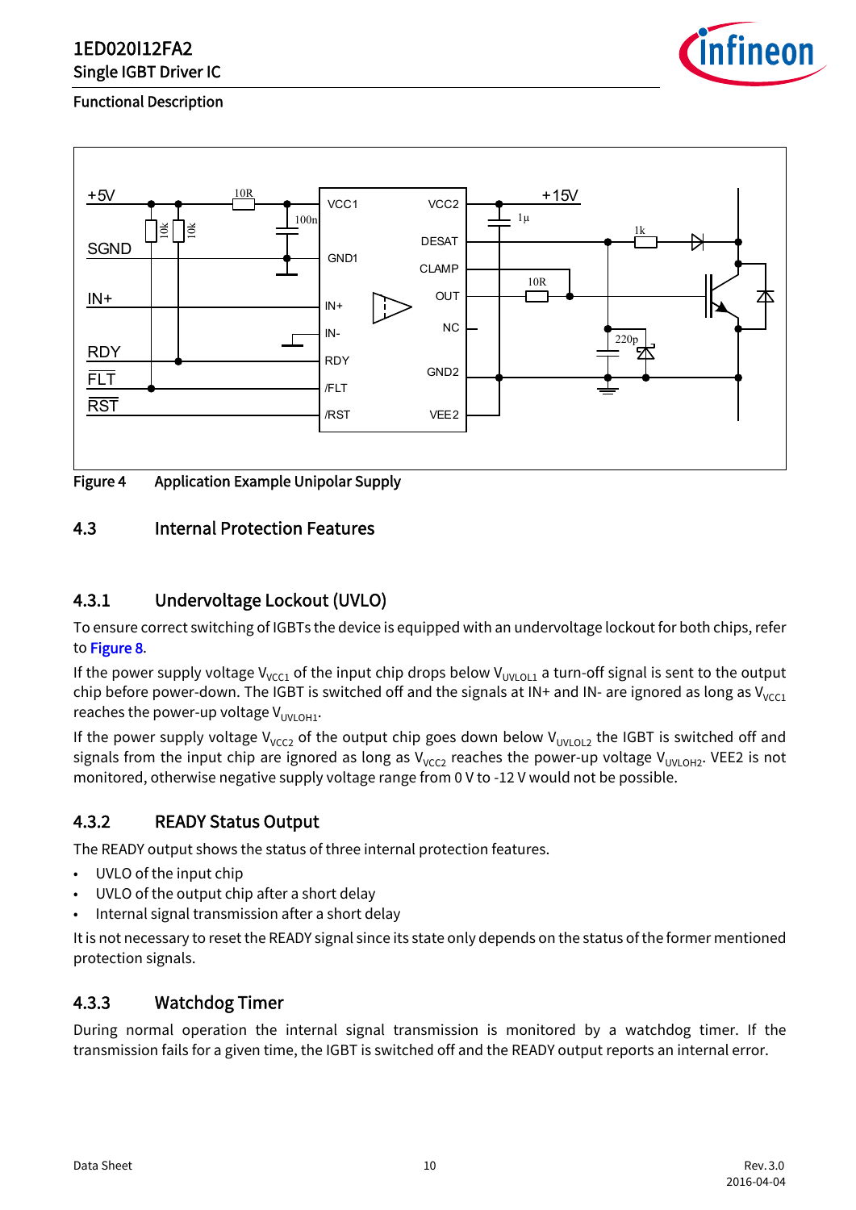Figure 4 Application Example Unipolar Supply

## 4.3 Internal Protection Features

### 4.3.1 Undervoltage Lockout (UVLO)

To ensure correct switching of IGBTs the device is equipped with an undervoltage lockout for both chips, refer to Figure 8.

If the power supply voltage $V_{VCC1}$ of the input chip drops below $V_{UVLOL1}$ a turn-off signal is sent to the output chip before power-down. The IGBT is switched off and the signals at IN+ and IN- are ignored as long as $V_{VCC1}$ reaches the power-up voltage $V_{UVLOH1}$.

If the power supply voltage $V_{VCC2}$ of the output chip goes down below $V_{UVLOL2}$ the IGBT is switched off and signals from the input chip are ignored as long as $V_{VCC2}$ reaches the power-up voltage $V_{UVLOH2}$. VEE2 is not monitored, otherwise negative supply voltage range from 0 V to -12 V would not be possible.

### 4.3.2 READY Status Output

The READY output shows the status of three internal protection features.

- UVLO of the input chip
- UVLO of the output chip after a short delay
- Internal signal transmission after a short delay

It is not necessary to reset the READY signal since its state only depends on the status of the former mentioned protection signals.

### 4.3.3 Watchdog Timer

During normal operation the internal signal transmission is monitored by a watchdog timer. If the transmission fails for a given time, the IGBT is switched off and the READY output reports an internal error.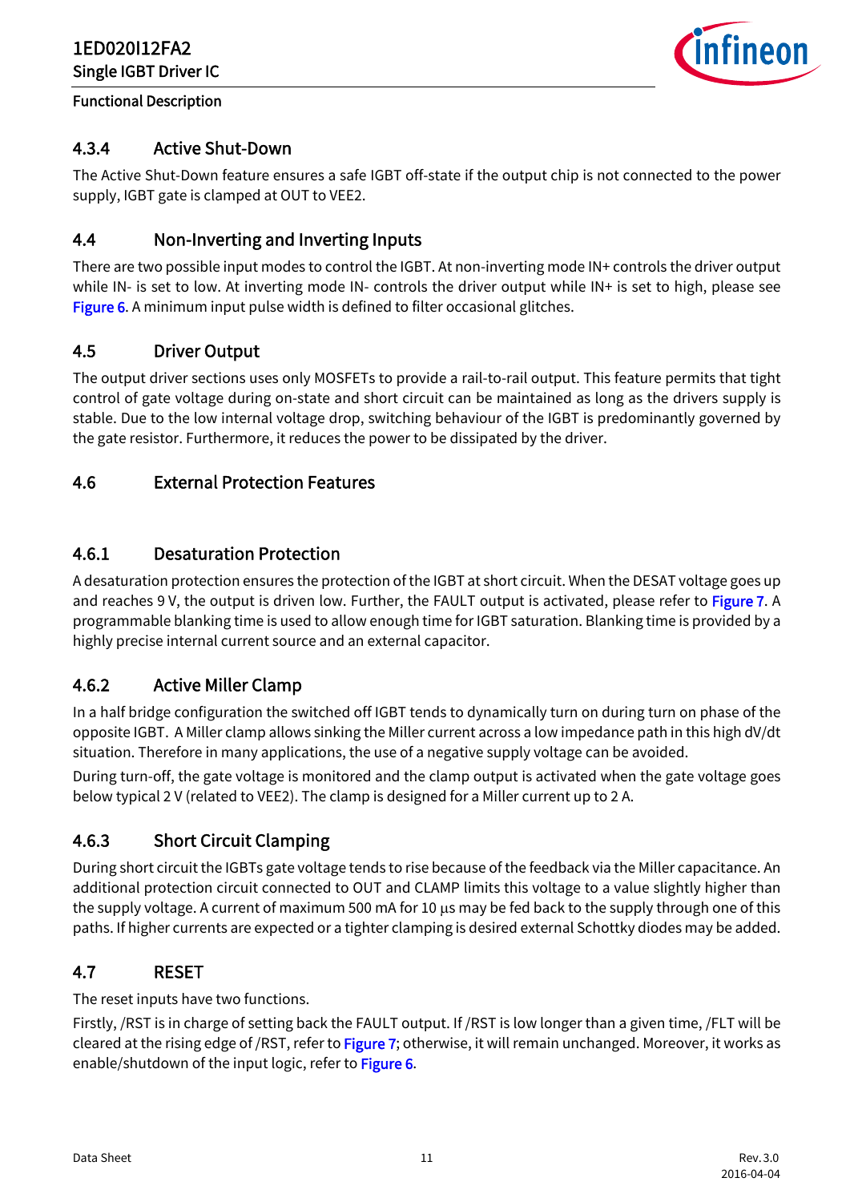### 4.3.4 Active Shut-Down

The Active Shut-Down feature ensures a safe IGBT off-state if the output chip is not connected to the power supply, IGBT gate is clamped at OUT to VEE2.

## 4.4 Non-Inverting and Inverting Inputs

There are two possible input modes to control the IGBT. At non-inverting mode IN+ controls the driver output while IN- is set to low. At inverting mode IN- controls the driver output while IN+ is set to high, please see Figure 6. A minimum input pulse width is defined to filter occasional glitches.

## 4.5 Driver Output

The output driver sections uses only MOSFETs to provide a rail-to-rail output. This feature permits that tight control of gate voltage during on-state and short circuit can be maintained as long as the drivers supply is stable. Due to the low internal voltage drop, switching behaviour of the IGBT is predominantly governed by the gate resistor. Furthermore, it reduces the power to be dissipated by the driver.

## 4.6 External Protection Features

### 4.6.1 Desaturation Protection

A desaturation protection ensures the protection of the IGBT at short circuit. When the DESAT voltage goes up and reaches 9 V, the output is driven low. Further, the FAULT output is activated, please refer to Figure 7. A programmable blanking time is used to allow enough time for IGBT saturation. Blanking time is provided by a highly precise internal current source and an external capacitor.

### 4.6.2 Active Miller Clamp

In a half bridge configuration the switched off IGBT tends to dynamically turn on during turn on phase of the opposite IGBT. A Miller clamp allows sinking the Miller current across a low impedance path in this high dV/dt situation. Therefore in many applications, the use of a negative supply voltage can be avoided.

During turn-off, the gate voltage is monitored and the clamp output is activated when the gate voltage goes below typical 2 V (related to VEE2). The clamp is designed for a Miller current up to 2 A.

### 4.6.3 Short Circuit Clamping

During short circuit the IGBTs gate voltage tends to rise because of the feedback via the Miller capacitance. An additional protection circuit connected to OUT and CLAMP limits this voltage to a value slightly higher than the supply voltage. A current of maximum 500 mA for 10 μs may be fed back to the supply through one of this paths. If higher currents are expected or a tighter clamping is desired external Schottky diodes may be added.

## 4.7 RESET

The reset inputs have two functions.

Firstly, /RST is in charge of setting back the FAULT output. If /RST is low longer than a given time, /FLT will be cleared at the rising edge of /RST, refer to Figure 7; otherwise, it will remain unchanged. Moreover, it works as enable/shutdown of the input logic, refer to Figure 6.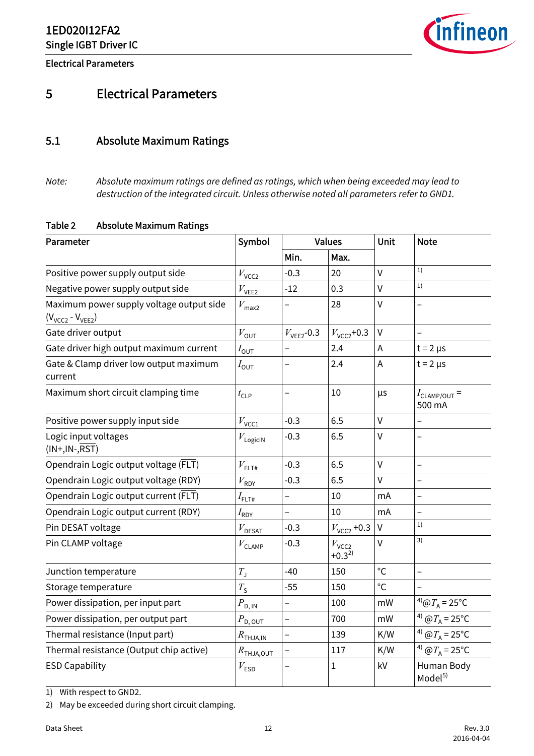# 5 Electrical Parameters

## 5.1 Absolute Maximum Ratings

*Note: Absolute maximum ratings are defined as ratings, which when being exceeded may lead to destruction of the integrated circuit. Unless otherwise noted all parameters refer to GND1.*

**Table 2 Absolute Maximum Ratings**

| Parameter | Symbol | Values | | Unit | Note |
|---|---|---|---|---|---|
| | | Min. | Max. | | |
| Positive power supply output side | $V_{VCC2}$ | -0.3 | 20 | V | [1] |
| Negative power supply output side | $V_{VEE2}$ | -12 | 0.3 | V | [1] |
| Maximum power supply voltage output side ($V_{VCC2}$ - $V_{VEE2}$) | $V_{max2}$ | – | 28 | V | – |
| Gate driver output | $V_{OUT}$ | $V_{VEE2}$-0.3 | $V_{VCC2}$+0.3 | V | – |
| Gate driver high output maximum current | $I_{OUT}$ | – | 2.4 | A | t = 2 µs |
| Gate & Clamp driver low output maximum current | $I_{OUT}$ | – | 2.4 | A | t = 2 µs |
| Maximum short circuit clamping time | $t_{CLP}$ | – | 10 | µs | $I_{CLAMP/OUT}$ = 500 mA |
| Positive power supply input side | $V_{VCC1}$ | -0.3 | 6.5 | V | – |
| Logic input voltages (IN+,IN-,$\overline{RST}$) | $V_{LogicIN}$ | -0.3 | 6.5 | V | – |
| Opendrain Logic output voltage ($\overline{FLT}$) | $V_{FLT\#}$ | -0.3 | 6.5 | V | – |
| Opendrain Logic output voltage (RDY) | $V_{RDY}$ | -0.3 | 6.5 | V | – |
| Opendrain Logic output current ($\overline{FLT}$) | $I_{FLT\#}$ | – | 10 | mA | – |
| Opendrain Logic output current (RDY) | $I_{RDY}$ | – | 10 | mA | – |
| Pin DESAT voltage | $V_{DESAT}$ | -0.3 | $V_{VCC2}$ +0.3 | V | [1] |
| Pin CLAMP voltage | $V_{CLAMP}$ | -0.3 | $V_{VCC2}$ +0.3[2] | V | [3] |
| Junction temperature | $T_J$ | -40 | 150 | °C | – |
| Storage temperature | $T_S$ | -55 | 150 | °C | – |
| Power dissipation, per input part | $P_{D, IN}$ | – | 100 | mW | [4] @$T_A$ = 25°C |
| Power dissipation, per output part | $P_{D, OUT}$ | – | 700 | mW | [4] @$T_A$ = 25°C |
| Thermal resistance (Input part) | $R_{THJA,IN}$ | – | 139 | K/W | [4] @$T_A$ = 25°C |
| Thermal resistance (Output chip active) | $R_{THJA,OUT}$ | – | 117 | K/W | [4] @$T_A$ = 25°C |
| ESD Capability | $V_{ESD}$ | – | 1 | kV | Human Body Model[5] |

1) With respect to GND2.

2) May be exceeded during short circuit clamping.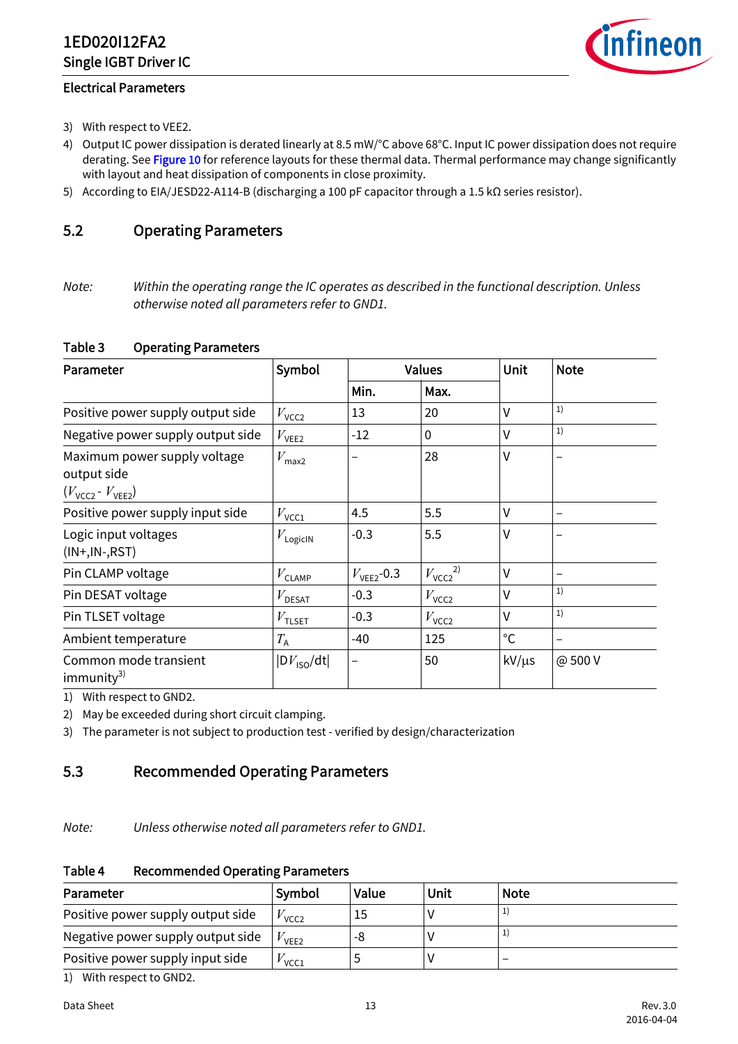3) With respect to VEE2.

4) Output IC power dissipation is derated linearly at 8.5 mW/°C above 68°C. Input IC power dissipation does not require derating. See Figure 10 for reference layouts for these thermal data. Thermal performance may change significantly with layout and heat dissipation of components in close proximity.

5) According to EIA/JESD22-A114-B (discharging a 100 pF capacitor through a 1.5 kΩ series resistor).

## 5.2 Operating Parameters

*Note: Within the operating range the IC operates as described in the functional description. Unless otherwise noted all parameters refer to GND1.*

**Table 3 Operating Parameters**

| Parameter | Symbol | Values | | Unit | Note |
|---|---|---|---|---|---|
| | | Min. | Max. | | |
| Positive power supply output side | $V_{VCC2}$ | 13 | 20 | V | [1] |
| Negative power supply output side | $V_{VEE2}$ | -12 | 0 | V | [1] |
| Maximum power supply voltage output side ($V_{VCC2}$ - $V_{VEE2}$) | $V_{max2}$ | – | 28 | V | – |
| Positive power supply input side | $V_{VCC1}$ | 4.5 | 5.5 | V | – |
| Logic input voltages (IN+,IN-,RST) | $V_{LogicIN}$ | -0.3 | 5.5 | V | – |
| Pin CLAMP voltage | $V_{CLAMP}$ | $V_{VEE2}$-0.3 | $V_{VCC2}$ [2] | V | – |
| Pin DESAT voltage | $V_{DESAT}$ | -0.3 | $V_{VCC2}$ | V | [1] |
| Pin TLSET voltage | $V_{TLSET}$ | -0.3 | $V_{VCC2}$ | V | [1] |
| Ambient temperature | $T_A$ | -40 | 125 | °C | – |
| Common mode transient immunity[3] | $\|DV_{ISO}/dt\|$ | – | 50 | kV/µs | @ 500 V |

1) With respect to GND2.

2) May be exceeded during short circuit clamping.

3) The parameter is not subject to production test - verified by design/characterization

## 5.3 Recommended Operating Parameters

*Note: Unless otherwise noted all parameters refer to GND1.*

**Table 4 Recommended Operating Parameters**

| Parameter | Symbol | Value | Unit | Note |
|---|---|---|---|---|
| Positive power supply output side | $V_{VCC2}$ | 15 | V | [1] |
| Negative power supply output side | $V_{VEE2}$ | -8 | V | [1] |
| Positive power supply input side | $V_{VCC1}$ | 5 | V | – |

1) With respect to GND2.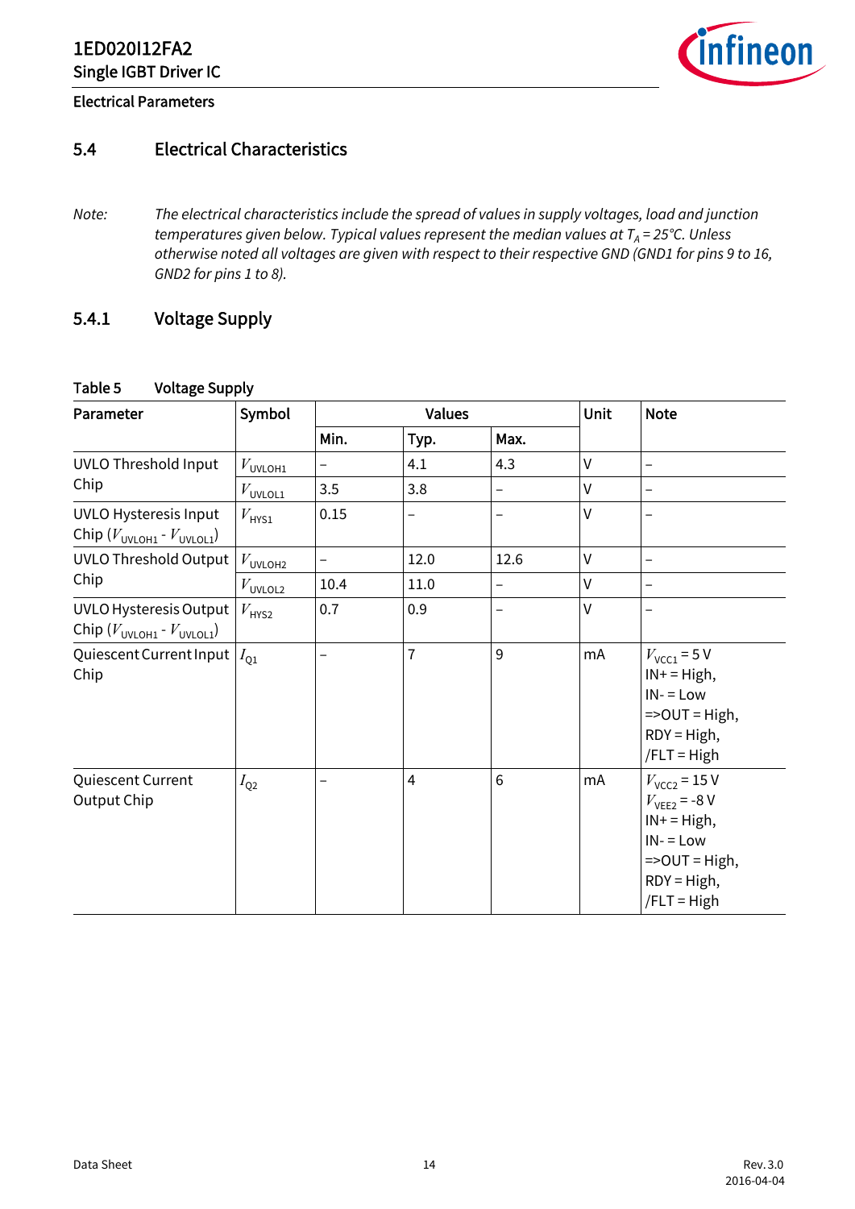## 5.4 Electrical Characteristics

*Note: The electrical characteristics include the spread of values in supply voltages, load and junction temperatures given below. Typical values represent the median values at $T_A$ = 25°C. Unless otherwise noted all voltages are given with respect to their respective GND (GND1 for pins 9 to 16, GND2 for pins 1 to 8).*

### 5.4.1 Voltage Supply

**Table 5 Voltage Supply**

| Parameter | Symbol | Values | | | Unit | Note |
|---|---|---|---|---|---|---|
| | | Min. | Typ. | Max. | | |
| UVLO Threshold Input Chip | $V_{UVLOH1}$ | – | 4.1 | 4.3 | V | – |
| | $V_{UVLOL1}$ | 3.5 | 3.8 | – | V | – |
| UVLO Hysteresis Input Chip ($V_{UVLOH1}$ - $V_{UVLOL1}$) | $V_{HYS1}$ | 0.15 | – | – | V | – |
| UVLO Threshold Output Chip | $V_{UVLOH2}$ | – | 12.0 | 12.6 | V | – |
| | $V_{UVLOL2}$ | 10.4 | 11.0 | – | V | – |
| UVLO Hysteresis Output Chip ($V_{UVLOH1}$ - $V_{UVLOL1}$) | $V_{HYS2}$ | 0.7 | 0.9 | – | V | – |
| Quiescent Current Input Chip | $I_{Q1}$ | – | 7 | 9 | mA | $V_{VCC1}$ = 5 V<br>IN+ = High,<br>IN- = Low<br>=>OUT = High,<br>RDY = High,<br>/FLT = High |
| Quiescent Current Output Chip | $I_{Q2}$ | – | 4 | 6 | mA | $V_{VCC2}$ = 15 V<br>$V_{VEE2}$ = -8 V<br>IN+ = High,<br>IN- = Low<br>=>OUT = High,<br>RDY = High,<br>/FLT = High |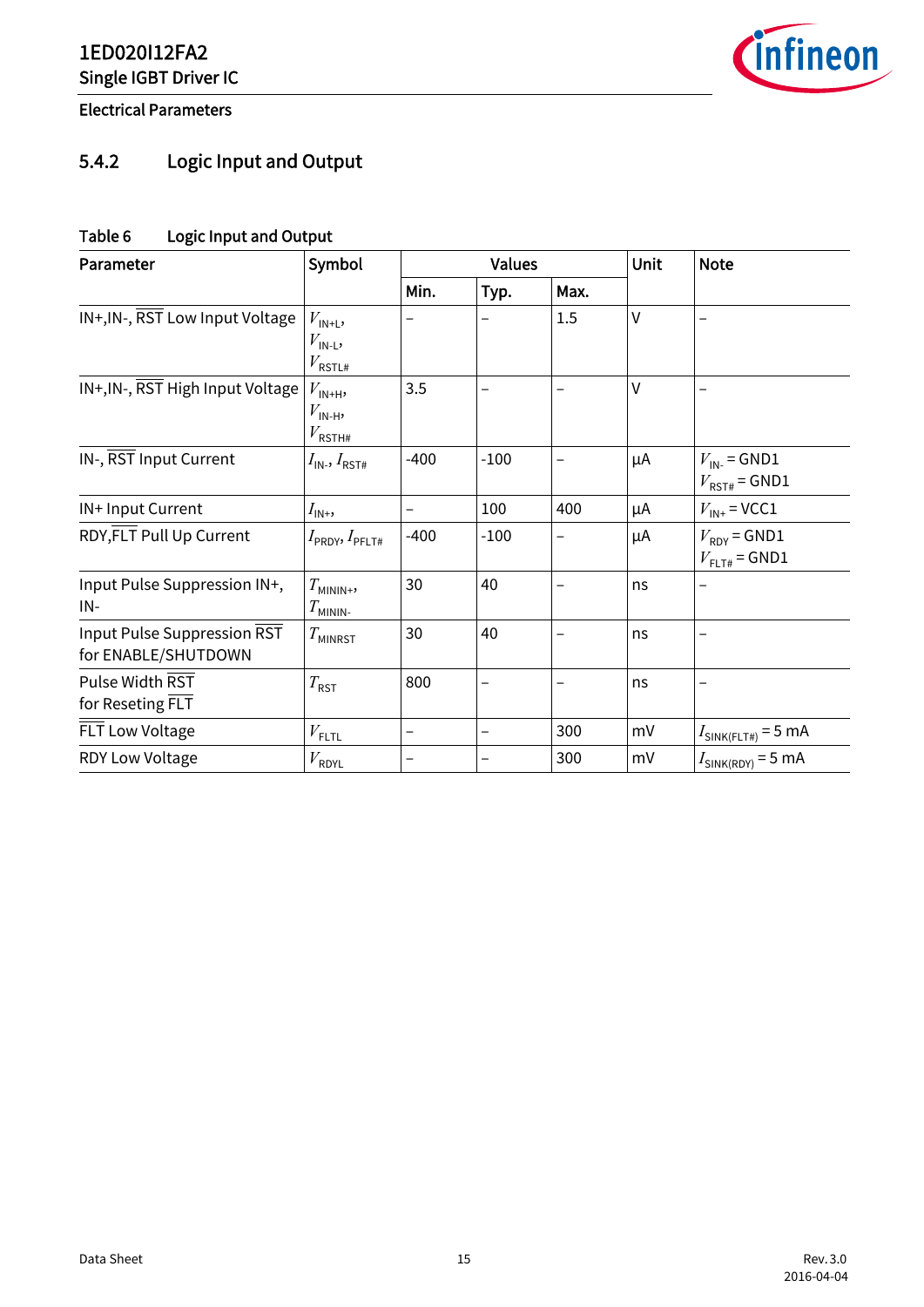## 5.4.2 Logic Input and Output

Table 6 Logic Input and Output

| Parameter | Symbol | Values | | | Unit | Note |
|---|---|---|---|---|---|---|
| | | Min. | Typ. | Max. | | |
| IN+,IN-, $\overline{\text{RST}}$ Low Input Voltage | $V_{IN+L}$, $V_{IN-L}$, $V_{RSTL\#}$ | – | – | 1.5 | V | – |
| IN+,IN-, $\overline{\text{RST}}$ High Input Voltage | $V_{IN+H}$, $V_{IN-H}$, $V_{RSTH\#}$ | 3.5 | – | – | V | – |
| IN-, $\overline{\text{RST}}$ Input Current | $I_{IN-}$, $I_{RST\#}$ | -400 | -100 | – | µA | $V_{IN-}$ = GND1 $V_{RST\#}$ = GND1 |
| IN+ Input Current | $I_{IN+}$, | – | 100 | 400 | µA | $V_{IN+}$ = VCC1 |
| RDY,$\overline{\text{FLT}}$ Pull Up Current | $I_{PRDY}$, $I_{PFLT\#}$ | -400 | -100 | – | µA | $V_{RDY}$ = GND1 $V_{FLT\#}$ = GND1 |
| Input Pulse Suppression IN+, IN- | $T_{MININ+}$, $T_{MININ-}$ | 30 | 40 | – | ns | – |
| Input Pulse Suppression $\overline{\text{RST}}$ for ENABLE/SHUTDOWN | $T_{MINRST}$ | 30 | 40 | – | ns | – |
| Pulse Width $\overline{\text{RST}}$ for Reseting $\overline{\text{FLT}}$ | $T_{RST}$ | 800 | – | – | ns | – |
| $\overline{\text{FLT}}$ Low Voltage | $V_{FLTL}$ | – | – | 300 | mV | $I_{SINK(FLT\#)}$ = 5 mA |
| RDY Low Voltage | $V_{RDYL}$ | – | – | 300 | mV | $I_{SINK(RDY)}$ = 5 mA |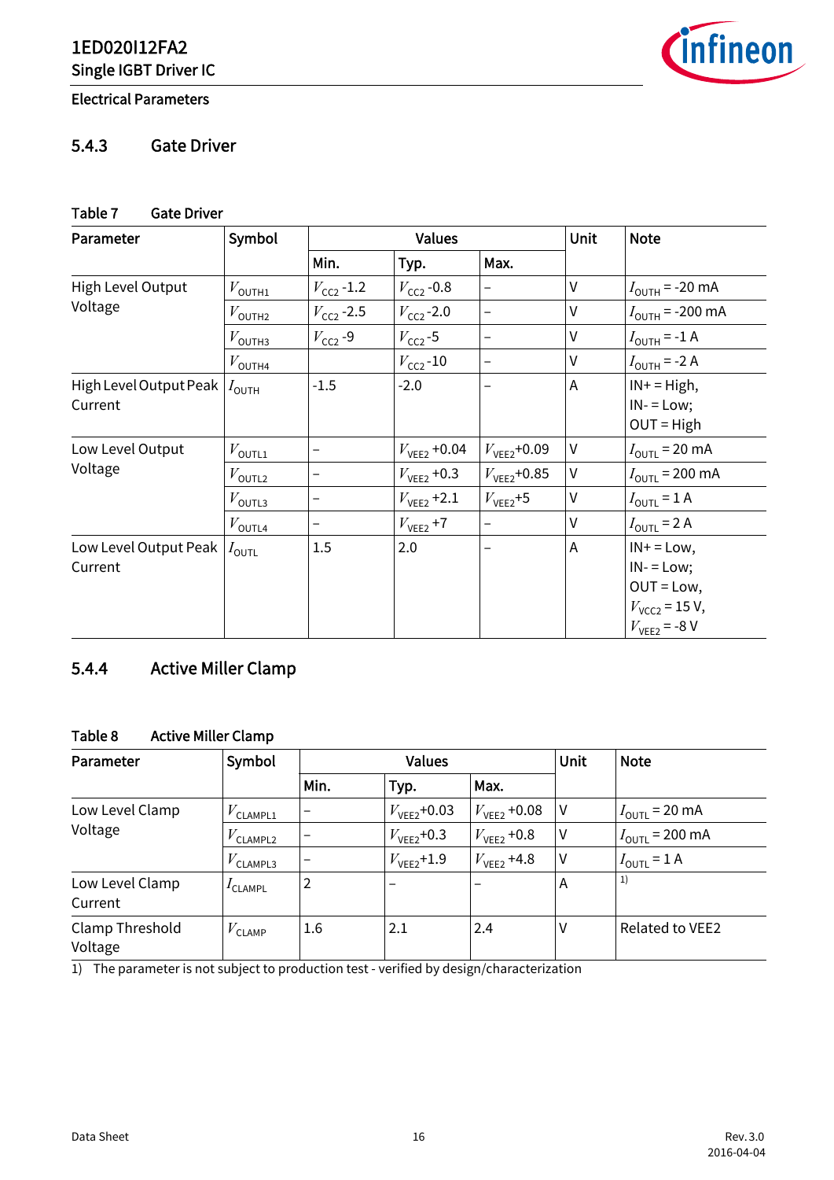## 5.4.3 Gate Driver

Table 7 Gate Driver

| Parameter | Symbol | Values | | | Unit | Note |
|---|---|---|---|---|---|---|
| | | Min. | Typ. | Max. | | |
| High Level Output Voltage | $V_{OUTH1}$ | $V_{CC2}$ -1.2 | $V_{CC2}$ -0.8 | – | V | $I_{OUTH}$ = -20 mA |
| | $V_{OUTH2}$ | $V_{CC2}$ -2.5 | $V_{CC2}$ -2.0 | – | V | $I_{OUTH}$ = -200 mA |
| | $V_{OUTH3}$ | $V_{CC2}$ -9 | $V_{CC2}$ -5 | – | V | $I_{OUTH}$ = -1 A |
| | $V_{OUTH4}$ | | $V_{CC2}$ -10 | – | V | $I_{OUTH}$ = -2 A |
| High Level Output Peak Current | $I_{OUTH}$ | -1.5 | -2.0 | – | A | IN+ = High, IN- = Low; OUT = High |
| Low Level Output Voltage | $V_{OUTL1}$ | – | $V_{VEE2}$ +0.04 | $V_{VEE2}$+0.09 | V | $I_{OUTL}$ = 20 mA |
| | $V_{OUTL2}$ | – | $V_{VEE2}$ +0.3 | $V_{VEE2}$+0.85 | V | $I_{OUTL}$ = 200 mA |
| | $V_{OUTL3}$ | – | $V_{VEE2}$ +2.1 | $V_{VEE2}$+5 | V | $I_{OUTL}$ = 1 A |
| | $V_{OUTL4}$ | – | $V_{VEE2}$ +7 | – | V | $I_{OUTL}$ = 2 A |
| Low Level Output Peak Current | $I_{OUTL}$ | 1.5 | 2.0 | – | A | IN+ = Low, IN- = Low; OUT = Low, $V_{VCC2}$ = 15 V, $V_{VEE2}$ = -8 V |

## 5.4.4 Active Miller Clamp

Table 8 Active Miller Clamp

| Parameter | Symbol | Values | | | Unit | Note |
|---|---|---|---|---|---|---|
| | | Min. | Typ. | Max. | | |
| Low Level Clamp Voltage | $V_{CLAMPL1}$ | – | $V_{VEE2}$+0.03 | $V_{VEE2}$ +0.08 | V | $I_{OUTL}$ = 20 mA |
| | $V_{CLAMPL2}$ | – | $V_{VEE2}$+0.3 | $V_{VEE2}$ +0.8 | V | $I_{OUTL}$ = 200 mA |
| | $V_{CLAMPL3}$ | – | $V_{VEE2}$+1.9 | $V_{VEE2}$ +4.8 | V | $I_{OUTL}$ = 1 A |
| Low Level Clamp Current | $I_{CLAMPL}$ | 2 | – | – | A | [1) ] |
| Clamp Threshold Voltage | $V_{CLAMP}$ | 1.6 | 2.1 | 2.4 | V | Related to VEE2 |

1) The parameter is not subject to production test - verified by design/characterization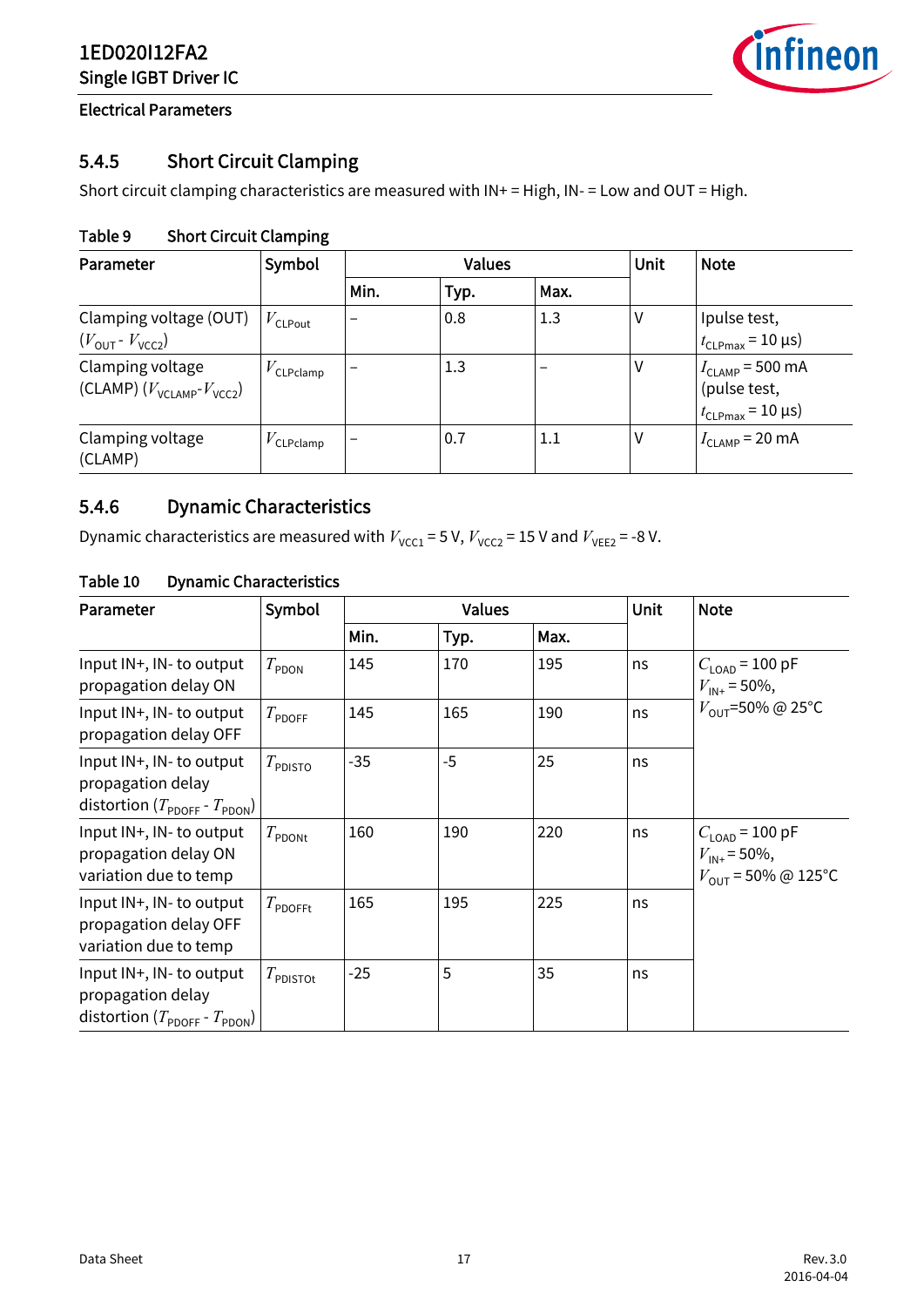### 5.4.5 Short Circuit Clamping

Short circuit clamping characteristics are measured with IN+ = High, IN- = Low and OUT = High.

Table 9 Short Circuit Clamping

| Parameter | Symbol | Values | | | Unit | Note |
|---|---|---|---|---|---|---|
| | | Min. | Typ. | Max. | | |
| Clamping voltage (OUT) ($V_{OUT}$ - $V_{VCC2}$) | $V_{CLPout}$ | – | 0.8 | 1.3 | V | Ipulse test, $t_{CLPmax}$ = 10 µs) |
| Clamping voltage (CLAMP) ($V_{VCLAMP}$-$V_{VCC2}$) | $V_{CLPclamp}$ | – | 1.3 | – | V | $I_{CLAMP}$ = 500 mA (pulse test, $t_{CLPmax}$ = 10 µs) |
| Clamping voltage (CLAMP) | $V_{CLPclamp}$ | – | 0.7 | 1.1 | V | $I_{CLAMP}$ = 20 mA |

### 5.4.6 Dynamic Characteristics

Dynamic characteristics are measured with $V_{VCC1}$ = 5 V, $V_{VCC2}$ = 15 V and $V_{VEE2}$ = -8 V.

Table 10 Dynamic Characteristics

| Parameter | Symbol | Values | | | Unit | Note |
|---|---|---|---|---|---|---|
| | | Min. | Typ. | Max. | | |
| Input IN+, IN- to output propagation delay ON | $T_{PDON}$ | 145 | 170 | 195 | ns | $C_{LOAD}$ = 100 pF $V_{IN+}$ = 50%, $V_{OUT}$=50% @ 25°C |
| Input IN+, IN- to output propagation delay OFF | $T_{PDOFF}$ | 145 | 165 | 190 | ns | |
| Input IN+, IN- to output propagation delay distortion ($T_{PDOFF}$ - $T_{PDON}$) | $T_{PDISTO}$ | -35 | -5 | 25 | ns | |
| Input IN+, IN- to output propagation delay ON variation due to temp | $T_{PDONt}$ | 160 | 190 | 220 | ns | $C_{LOAD}$ = 100 pF $V_{IN+}$ = 50%, $V_{OUT}$ = 50% @ 125°C |
| Input IN+, IN- to output propagation delay OFF variation due to temp | $T_{PDOFFt}$ | 165 | 195 | 225 | ns | |
| Input IN+, IN- to output propagation delay distortion ($T_{PDOFF}$ - $T_{PDON}$) | $T_{PDISTOt}$ | -25 | 5 | 35 | ns | |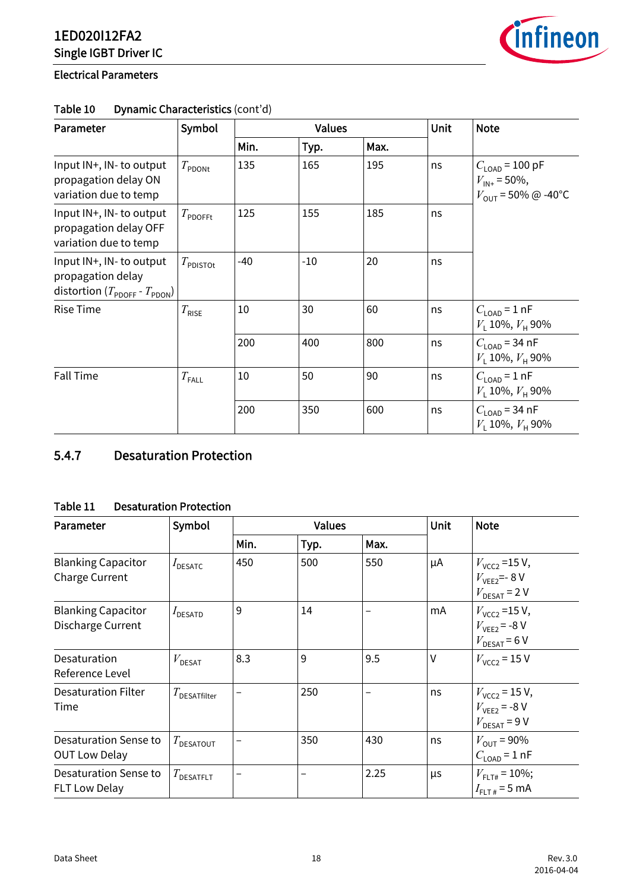**Electrical Parameters**

**Table 10 Dynamic Characteristics** (cont'd)

| Parameter | Symbol | Values | | | Unit | Note |
|---|---|---|---|---|---|---|
| | | Min. | Typ. | Max. | | |
| Input IN+, IN- to output propagation delay ON variation due to temp | $T_{PDONt}$ | 135 | 165 | 195 | ns | $C_{LOAD}$ = 100 pF<br>$V_{IN+}$ = 50%,<br>$V_{OUT}$ = 50% @ -40°C |
| Input IN+, IN- to output propagation delay OFF variation due to temp | $T_{PDOFFt}$ | 125 | 155 | 185 | ns | |
| Input IN+, IN- to output propagation delay distortion ($T_{PDOFF}$ - $T_{PDON}$) | $T_{PDISTOt}$ | -40 | -10 | 20 | ns | |
| Rise Time | $T_{RISE}$ | 10 | 30 | 60 | ns | $C_{LOAD}$ = 1 nF<br>$V_L$ 10%, $V_H$ 90% |
| | | 200 | 400 | 800 | ns | $C_{LOAD}$ = 34 nF<br>$V_L$ 10%, $V_H$ 90% |
| Fall Time | $T_{FALL}$ | 10 | 50 | 90 | ns | $C_{LOAD}$ = 1 nF<br>$V_L$ 10%, $V_H$ 90% |
| | | 200 | 350 | 600 | ns | $C_{LOAD}$ = 34 nF<br>$V_L$ 10%, $V_H$ 90% |

### 5.4.7 Desaturation Protection

**Table 11 Desaturation Protection**

| Parameter | Symbol | Values | | | Unit | Note |
|---|---|---|---|---|---|---|
| | | Min. | Typ. | Max. | | |
| Blanking Capacitor Charge Current | $I_{DESATC}$ | 450 | 500 | 550 | µA | $V_{VCC2}$ =15 V,<br>$V_{VEE2}$=- 8 V<br>$V_{DESAT}$ = 2 V |
| Blanking Capacitor Discharge Current | $I_{DESATD}$ | 9 | 14 | – | mA | $V_{VCC2}$ =15 V,<br>$V_{VEE2}$ = -8 V<br>$V_{DESAT}$ = 6 V |
| Desaturation Reference Level | $V_{DESAT}$ | 8.3 | 9 | 9.5 | V | $V_{VCC2}$ = 15 V |
| Desaturation Filter Time | $T_{DESATfilter}$ | – | 250 | – | ns | $V_{VCC2}$ = 15 V,<br>$V_{VEE2}$ = -8 V<br>$V_{DESAT}$ = 9 V |
| Desaturation Sense to OUT Low Delay | $T_{DESATOUT}$ | – | 350 | 430 | ns | $V_{OUT}$ = 90%<br>$C_{LOAD}$ = 1 nF |
| Desaturation Sense to FLT Low Delay | $T_{DESATFLT}$ | – | – | 2.25 | µs | $V_{FLT\#}$ = 10%;<br>$I_{FLT\#}$ = 5 mA |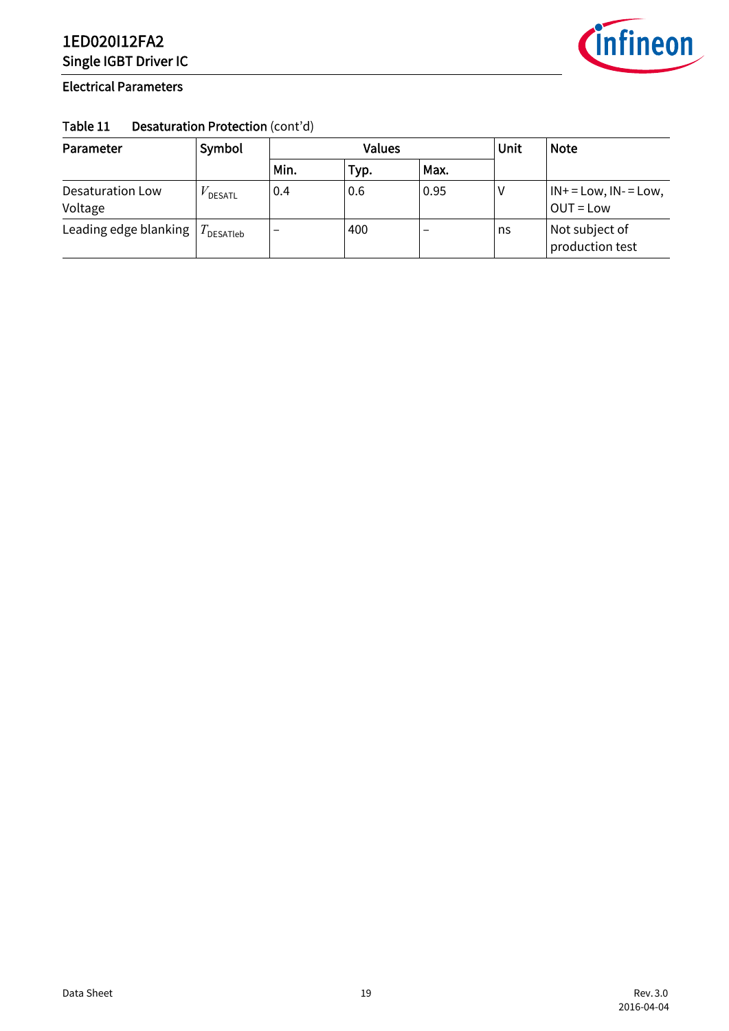**Table 11 Desaturation Protection** (cont'd)

| Parameter | Symbol | Values | | | Unit | Note |
|---|---|---|---|---|---|---|
| | | Min. | Typ. | Max. | | |
| Desaturation Low Voltage | $V_{DESATL}$ | 0.4 | 0.6 | 0.95 | V | IN+ = Low, IN- = Low, OUT = Low |
| Leading edge blanking | $T_{DESATleb}$ | – | 400 | – | ns | Not subject of production test |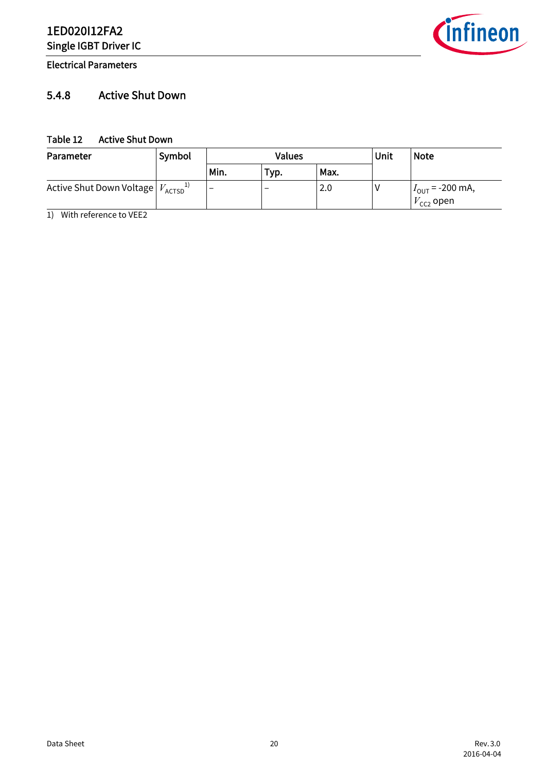### 5.4.8 Active Shut Down

Table 12 Active Shut Down

| Parameter | Symbol | Values | | | Unit | Note |
|---|---|---|---|---|---|---|
| | | Min. | Typ. | Max. | | |
| Active Shut Down Voltage | $V_{ACTSD}$ [1)] | – | – | 2.0 | V | $I_{OUT}$ = -200 mA, $V_{CC2}$ open |

1) With reference to VEE2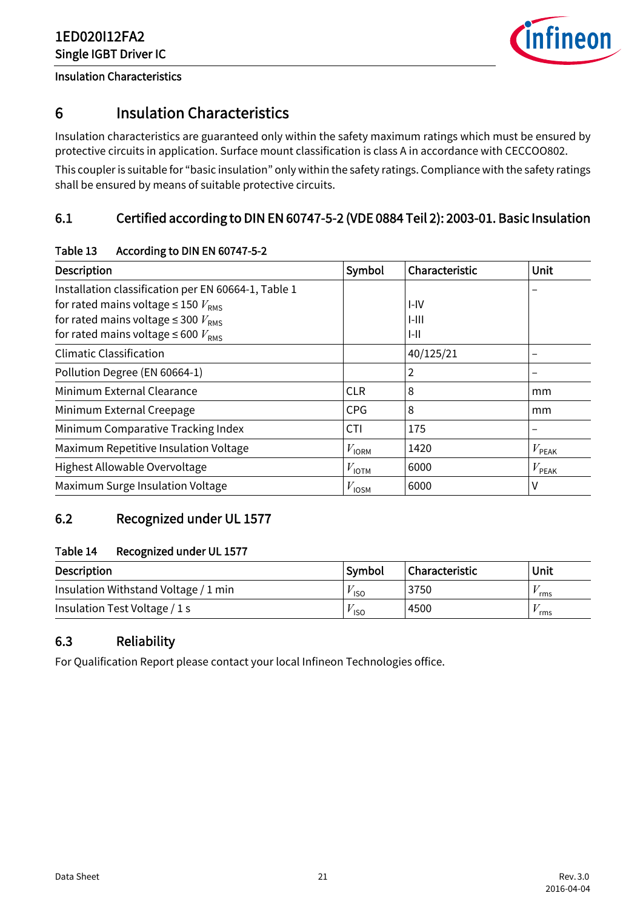# 6 Insulation Characteristics

Insulation characteristics are guaranteed only within the safety maximum ratings which must be ensured by protective circuits in application. Surface mount classification is class A in accordance with CECCOO802.

This coupler is suitable for "basic insulation" only within the safety ratings. Compliance with the safety ratings shall be ensured by means of suitable protective circuits.

## 6.1 Certified according to DIN EN 60747-5-2 (VDE 0884 Teil 2): 2003-01. Basic Insulation

**Table 13 According to DIN EN 60747-5-2**

| Description | Symbol | Characteristic | Unit |
|---|---|---|---|
| Installation classification per EN 60664-1, Table 1<br>for rated mains voltage ≤ 150 $V_{RMS}$<br>for rated mains voltage ≤ 300 $V_{RMS}$<br>for rated mains voltage ≤ 600 $V_{RMS}$ | | <br>I-IV<br>I-III<br>I-II | – |
| Climatic Classification | | 40/125/21 | – |
| Pollution Degree (EN 60664-1) | | 2 | – |
| Minimum External Clearance | CLR | 8 | mm |
| Minimum External Creepage | CPG | 8 | mm |
| Minimum Comparative Tracking Index | CTI | 175 | – |
| Maximum Repetitive Insulation Voltage | $V_{IORM}$ | 1420 | $V_{PEAK}$ |
| Highest Allowable Overvoltage | $V_{IOTM}$ | 6000 | $V_{PEAK}$ |
| Maximum Surge Insulation Voltage | $V_{IOSM}$ | 6000 | V |

## 6.2 Recognized under UL 1577

**Table 14 Recognized under UL 1577**

| Description | Symbol | Characteristic | Unit |
|---|---|---|---|
| Insulation Withstand Voltage / 1 min | $V_{ISO}$ | 3750 | $V_{rms}$ |
| Insulation Test Voltage / 1 s | $V_{ISO}$ | 4500 | $V_{rms}$ |

## 6.3 Reliability

For Qualification Report please contact your local Infineon Technologies office.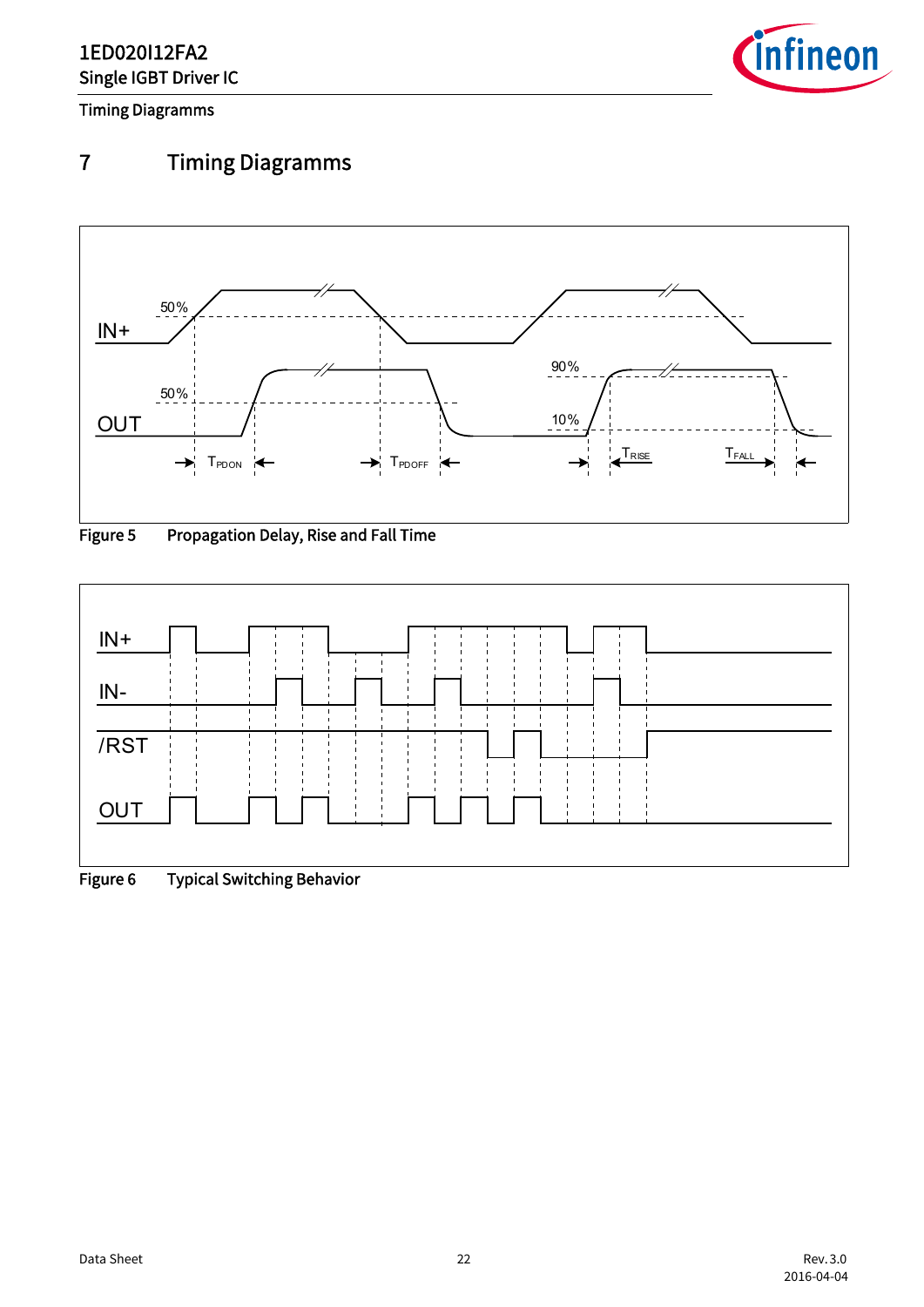# 7 Timing Diagramms

Figure 5 Propagation Delay, Rise and Fall Time

Figure 6 Typical Switching Behavior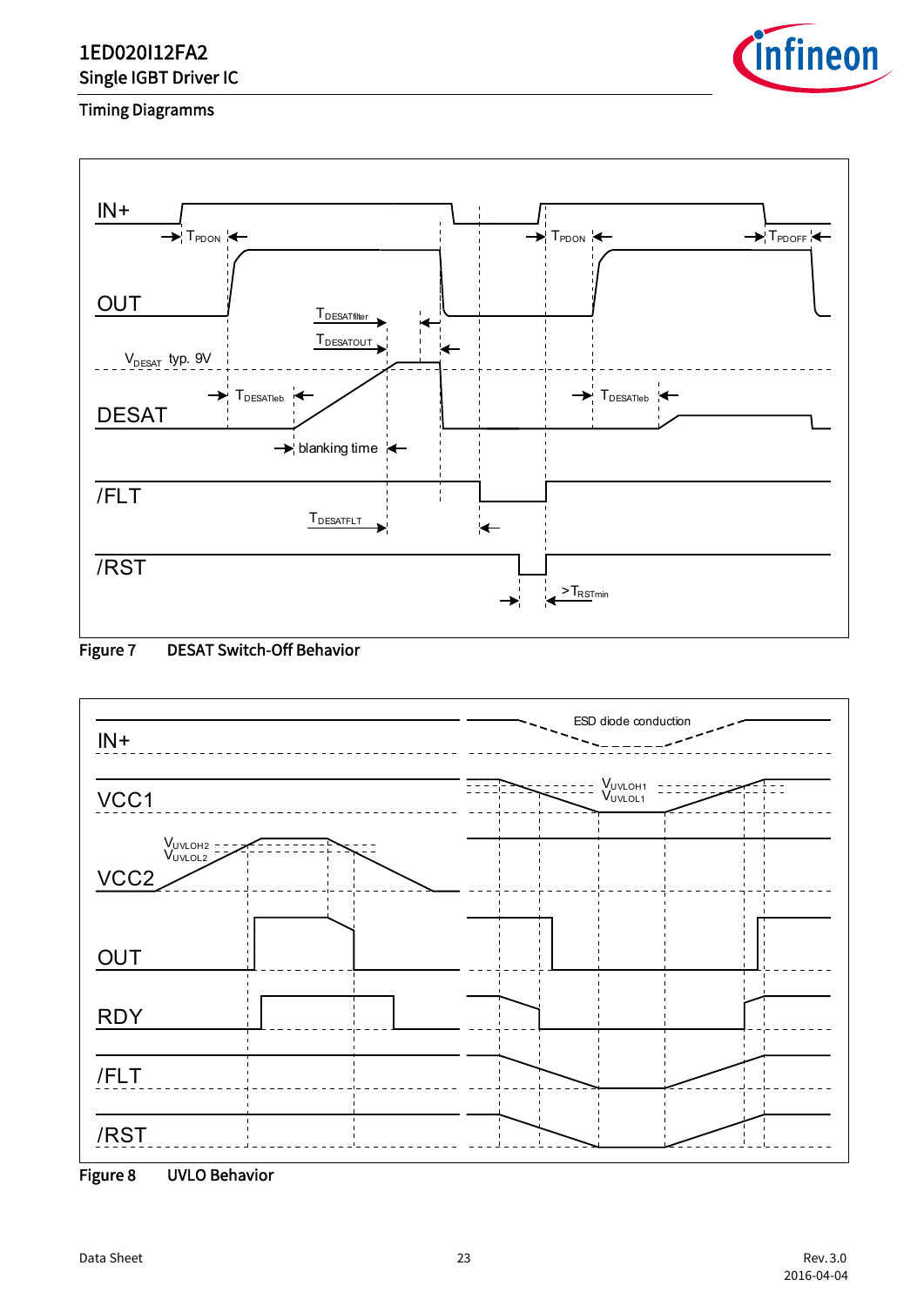## Timing Diagramms

Figure 7 DESAT Switch-Off Behavior

Figure 8 UVLO Behavior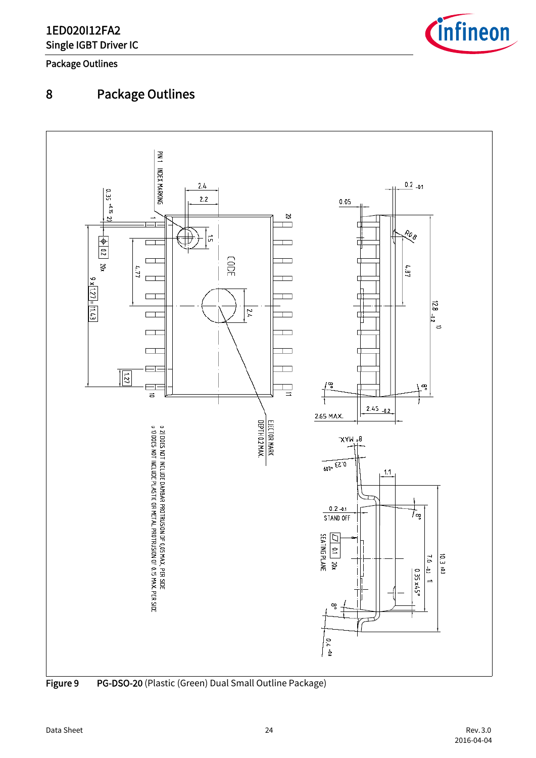# 8 Package Outlines

PIN 1 INDEX MARKING

CODE

EJECTOR MARK DEPTH 0.2 MAX.

1) DOES NOT INCLUDE PLASTIC OR METAL PROTRUSION OF 0.15 MAX. PER SIDE

2) DOES NOT INCLUDE DAMBAR PROTRUSION OF 0.05 MAX. PER SIDE

**Figure 9** **PG-DSO-20** (Plastic (Green) Dual Small Outline Package)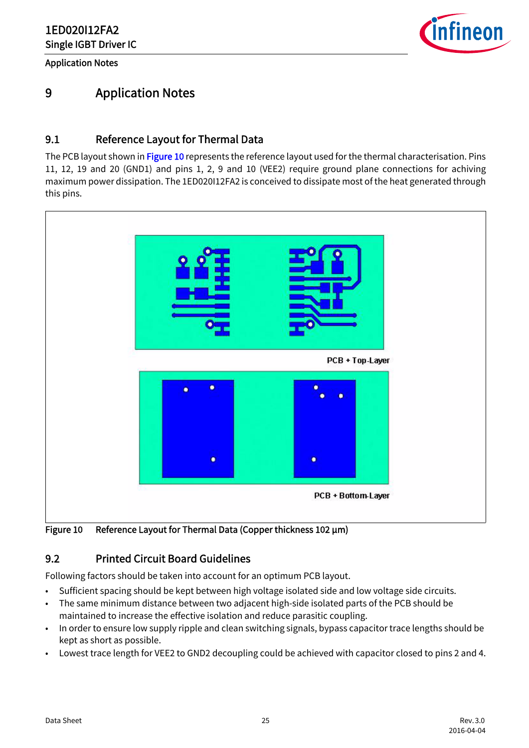# 9 Application Notes

## 9.1 Reference Layout for Thermal Data

The PCB layout shown in Figure 10 represents the reference layout used for the thermal characterisation. Pins 11, 12, 19 and 20 (GND1) and pins 1, 2, 9 and 10 (VEE2) require ground plane connections for achiving maximum power dissipation. The 1ED020I12FA2 is conceived to dissipate most of the heat generated through this pins.

PCB + Top-Layer

PCB + Bottom-Layer

Figure 10 Reference Layout for Thermal Data (Copper thickness 102 µm)

## 9.2 Printed Circuit Board Guidelines

Following factors should be taken into account for an optimum PCB layout.

- Sufficient spacing should be kept between high voltage isolated side and low voltage side circuits.
- The same minimum distance between two adjacent high-side isolated parts of the PCB should be maintained to increase the effective isolation and reduce parasitic coupling.
- In order to ensure low supply ripple and clean switching signals, bypass capacitor trace lengths should be kept as short as possible.
- Lowest trace length for VEE2 to GND2 decoupling could be achieved with capacitor closed to pins 2 and 4.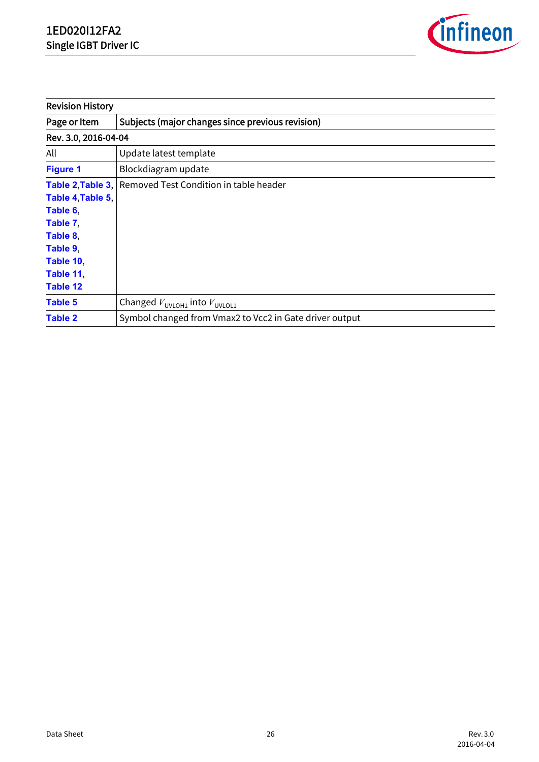| Revision History | |
|---|---|
| **Page or Item** | **Subjects (major changes since previous revision)** |
| **Rev. 3.0, 2016-04-04** | |
| All | Update latest template |
| Figure 1 | Blockdiagram update |
| Table 2, Table 3, Table 4, Table 5, Table 6, Table 7, Table 8, Table 9, Table 10, Table 11, Table 12 | Removed Test Condition in table header |
| Table 5 | Changed $V_{UVLOH1}$ into $V_{UVLOL1}$ |
| Table 2 | Symbol changed from Vmax2 to Vcc2 in Gate driver output |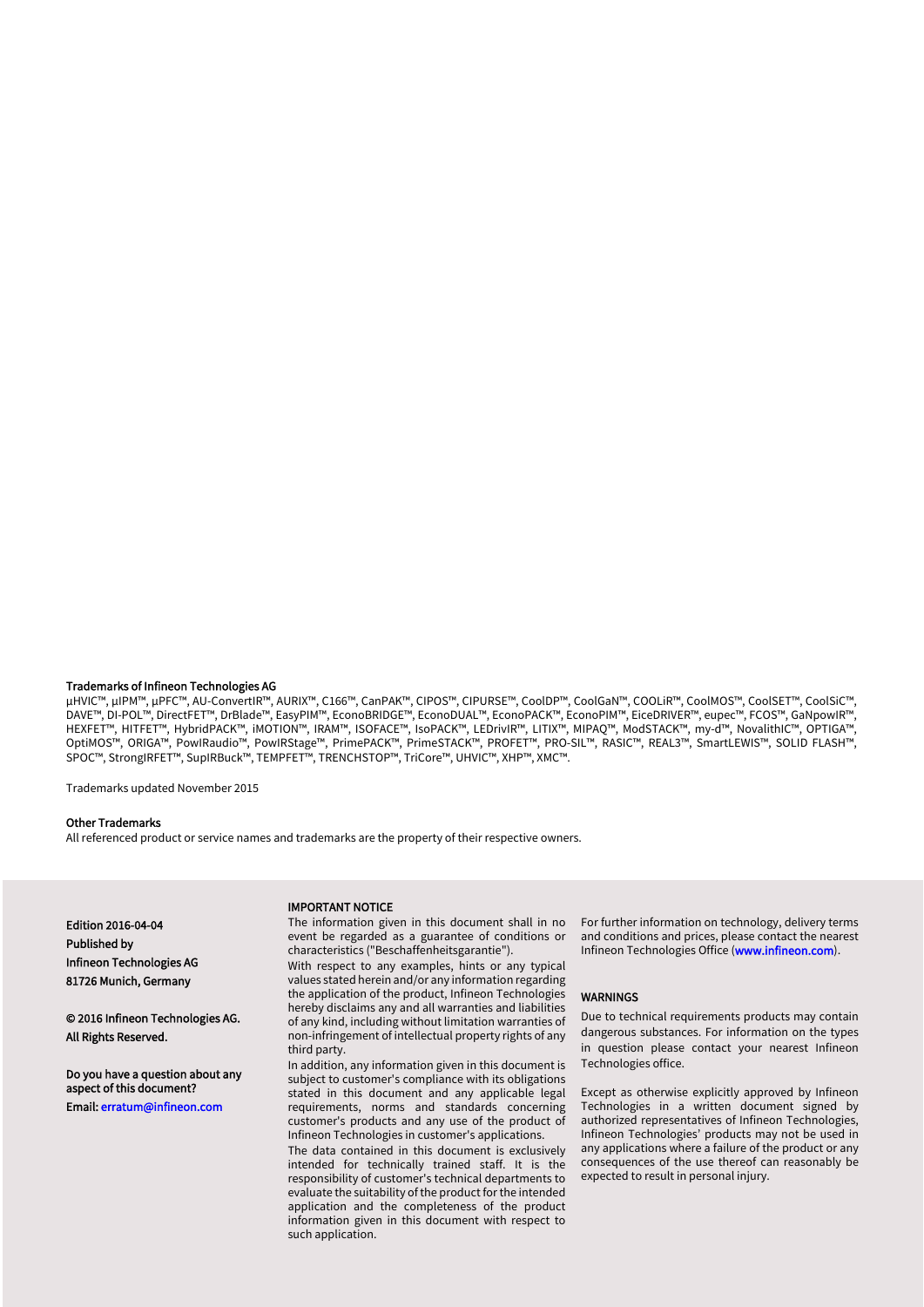**Trademarks of Infineon Technologies AG**

µHVIC™, µIPM™, µPFC™, AU-ConvertIR™, AURIX™, C166™, CanPAK™, CIPOS™, CIPURSE™, CoolDP™, CoolGaN™, COOLiR™, CoolMOS™, CoolSET™, CoolSiC™, DAVE™, DI-POL™, DirectFET™, DrBlade™, EasyPIM™, EconoBRIDGE™, EconoDUAL™, EconoPACK™, EconoPIM™, EiceDRIVER™, eupec™, FCOS™, GaNpowIR™, HEXFET™, HITFET™, HybridPACK™, iMOTION™, IRAM™, ISOFACE™, IsoPACK™, LEDrivIR™, LITIX™, MIPAQ™, ModSTACK™, my-d™, NovalithIC™, OPTIGA™, OptiMOS™, ORIGA™, PowIRaudio™, PowIRStage™, PrimePACK™, PrimeSTACK™, PROFET™, PRO-SIL™, RASIC™, REAL3™, SmartLEWIS™, SOLID FLASH™, SPOC™, StrongIRFET™, SupIRBuck™, TEMPFET™, TRENCHSTOP™, TriCore™, UHVIC™, XHP™, XMC™.

Trademarks updated November 2015

**Other Trademarks**

All referenced product or service names and trademarks are the property of their respective owners.

**Edition 2016-04-04**
**Published by**
**Infineon Technologies AG**
**81726 Munich, Germany**

**© 2016 Infineon Technologies AG.**
**All Rights Reserved.**

**Do you have a question about any aspect of this document?**
**Email:** erratum@infineon.com

**IMPORTANT NOTICE**

The information given in this document shall in no event be regarded as a guarantee of conditions or characteristics ("Beschaffenheitsgarantie").

With respect to any examples, hints or any typical values stated herein and/or any information regarding the application of the product, Infineon Technologies hereby disclaims any and all warranties and liabilities of any kind, including without limitation warranties of non-infringement of intellectual property rights of any third party.

In addition, any information given in this document is subject to customer's compliance with its obligations stated in this document and any applicable legal requirements, norms and standards concerning customer's products and any use of the product of Infineon Technologies in customer's applications.

The data contained in this document is exclusively intended for technically trained staff. It is the responsibility of customer's technical departments to evaluate the suitability of the product for the intended application and the completeness of the product information given in this document with respect to such application.

For further information on technology, delivery terms and conditions and prices, please contact the nearest Infineon Technologies Office (www.infineon.com).

**WARNINGS**

Due to technical requirements products may contain dangerous substances. For information on the types in question please contact your nearest Infineon Technologies office.

Except as otherwise explicitly approved by Infineon Technologies in a written document signed by authorized representatives of Infineon Technologies, Infineon Technologies' products may not be used in any applications where a failure of the product or any consequences of the use thereof can reasonably be expected to result in personal injury.